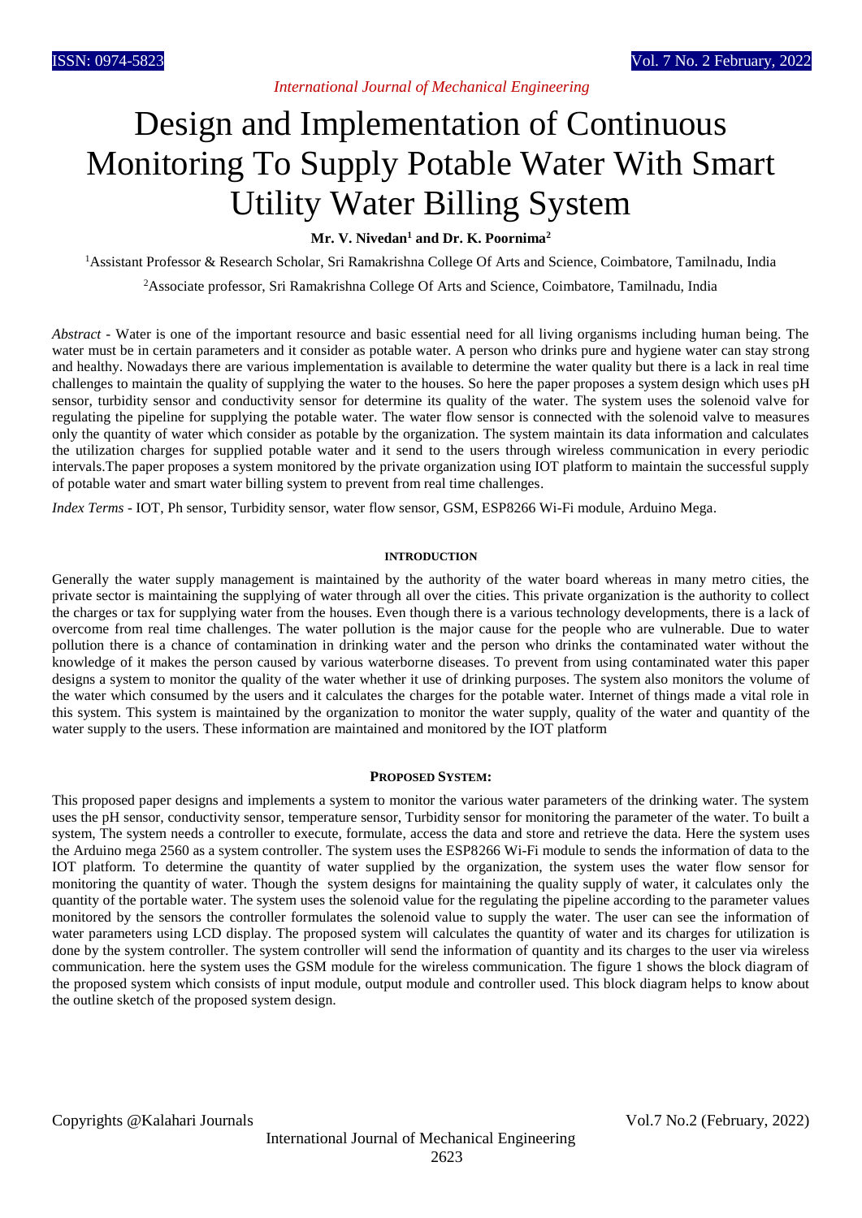# Design and Implementation of Continuous Monitoring To Supply Potable Water With Smart Utility Water Billing System

**Mr. V. Nivedan[1] and Dr. K. Poornima[2]**

[1]Assistant Professor & Research Scholar, Sri Ramakrishna College Of Arts and Science, Coimbatore, Tamilnadu, India

[2]Associate professor, Sri Ramakrishna College Of Arts and Science, Coimbatore, Tamilnadu, India

*Abstract* - Water is one of the important resource and basic essential need for all living organisms including human being. The water must be in certain parameters and it consider as potable water. A person who drinks pure and hygiene water can stay strong and healthy. Nowadays there are various implementation is available to determine the water quality but there is a lack in real time challenges to maintain the quality of supplying the water to the houses. So here the paper proposes a system design which uses pH sensor, turbidity sensor and conductivity sensor for determine its quality of the water. The system uses the solenoid valve for regulating the pipeline for supplying the potable water. The water flow sensor is connected with the solenoid valve to measures only the quantity of water which consider as potable by the organization. The system maintain its data information and calculates the utilization charges for supplied potable water and it send to the users through wireless communication in every periodic intervals.The paper proposes a system monitored by the private organization using IOT platform to maintain the successful supply of potable water and smart water billing system to prevent from real time challenges.

*Index Terms* - IOT, Ph sensor, Turbidity sensor, water flow sensor, GSM, ESP8266 Wi-Fi module, Arduino Mega.

## INTRODUCTION

Generally the water supply management is maintained by the authority of the water board whereas in many metro cities, the private sector is maintaining the supplying of water through all over the cities. This private organization is the authority to collect the charges or tax for supplying water from the houses. Even though there is a various technology developments, there is a lack of overcome from real time challenges. The water pollution is the major cause for the people who are vulnerable. Due to water pollution there is a chance of contamination in drinking water and the person who drinks the contaminated water without the knowledge of it makes the person caused by various waterborne diseases. To prevent from using contaminated water this paper designs a system to monitor the quality of the water whether it use of drinking purposes. The system also monitors the volume of the water which consumed by the users and it calculates the charges for the potable water. Internet of things made a vital role in this system. This system is maintained by the organization to monitor the water supply, quality of the water and quantity of the water supply to the users. These information are maintained and monitored by the IOT platform

## PROPOSED SYSTEM:

This proposed paper designs and implements a system to monitor the various water parameters of the drinking water. The system uses the pH sensor, conductivity sensor, temperature sensor, Turbidity sensor for monitoring the parameter of the water. To built a system, The system needs a controller to execute, formulate, access the data and store and retrieve the data. Here the system uses the Arduino mega 2560 as a system controller. The system uses the ESP8266 Wi-Fi module to sends the information of data to the IOT platform. To determine the quantity of water supplied by the organization, the system uses the water flow sensor for monitoring the quantity of water. Though the system designs for maintaining the quality supply of water, it calculates only the quantity of the portable water. The system uses the solenoid value for the regulating the pipeline according to the parameter values monitored by the sensors the controller formulates the solenoid value to supply the water. The user can see the information of water parameters using LCD display. The proposed system will calculates the quantity of water and its charges for utilization is done by the system controller. The system controller will send the information of quantity and its charges to the user via wireless communication. here the system uses the GSM module for the wireless communication. The figure 1 shows the block diagram of the proposed system which consists of input module, output module and controller used. This block diagram helps to know about the outline sketch of the proposed system design.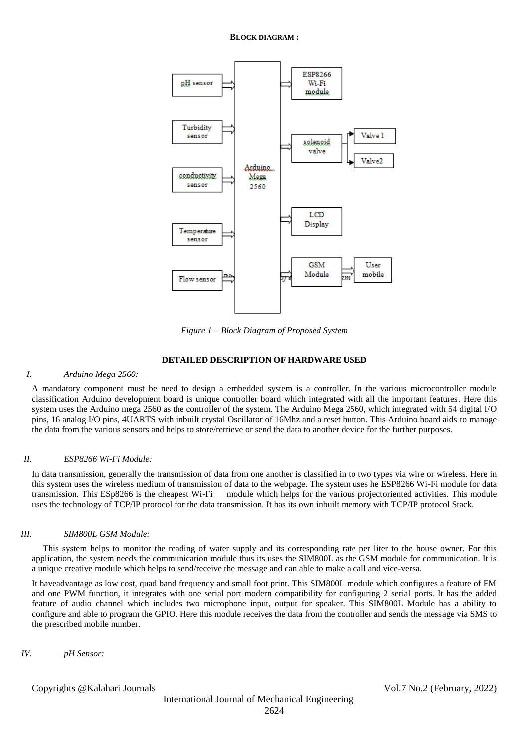**BLOCK DIAGRAM :**

*Figure 1 – Block Diagram of Proposed System*

## DETAILED DESCRIPTION OF HARDWARE USED

### I. *Arduino Mega 2560:*

A mandatory component must be need to design a embedded system is a controller. In the various microcontroller module classification Arduino development board is unique controller board which integrated with all the important features. Here this system uses the Arduino mega 2560 as the controller of the system. The Arduino Mega 2560, which integrated with 54 digital I/O pins, 16 analog I/O pins, 4UARTS with inbuilt crystal Oscillator of 16Mhz and a reset button. This Arduino board aids to manage the data from the various sensors and helps to store/retrieve or send the data to another device for the further purposes.

### II. *ESP8266 Wi-Fi Module:*

In data transmission, generally the transmission of data from one another is classified in to two types via wire or wireless. Here in this system uses the wireless medium of transmission of data to the webpage. The system uses he ESP8266 Wi-Fi module for data transmission. This ESp8266 is the cheapest Wi-Fi module which helps for the various projectoriented activities. This module uses the technology of TCP/IP protocol for the data transmission. It has its own inbuilt memory with TCP/IP protocol Stack.

### III. *SIM800L GSM Module:*

This system helps to monitor the reading of water supply and its corresponding rate per liter to the house owner. For this application, the system needs the communication module thus its uses the SIM800L as the GSM module for communication. It is a unique creative module which helps to send/receive the message and can able to make a call and vice-versa.

It haveadvantage as low cost, quad band frequency and small foot print. This SIM800L module which configures a feature of FM and one PWM function, it integrates with one serial port modern compatibility for configuring 2 serial ports. It has the added feature of audio channel which includes two microphone input, output for speaker. This SIM800L Module has a ability to configure and able to program the GPIO. Here this module receives the data from the controller and sends the message via SMS to the prescribed mobile number.

### IV. *pH Sensor:*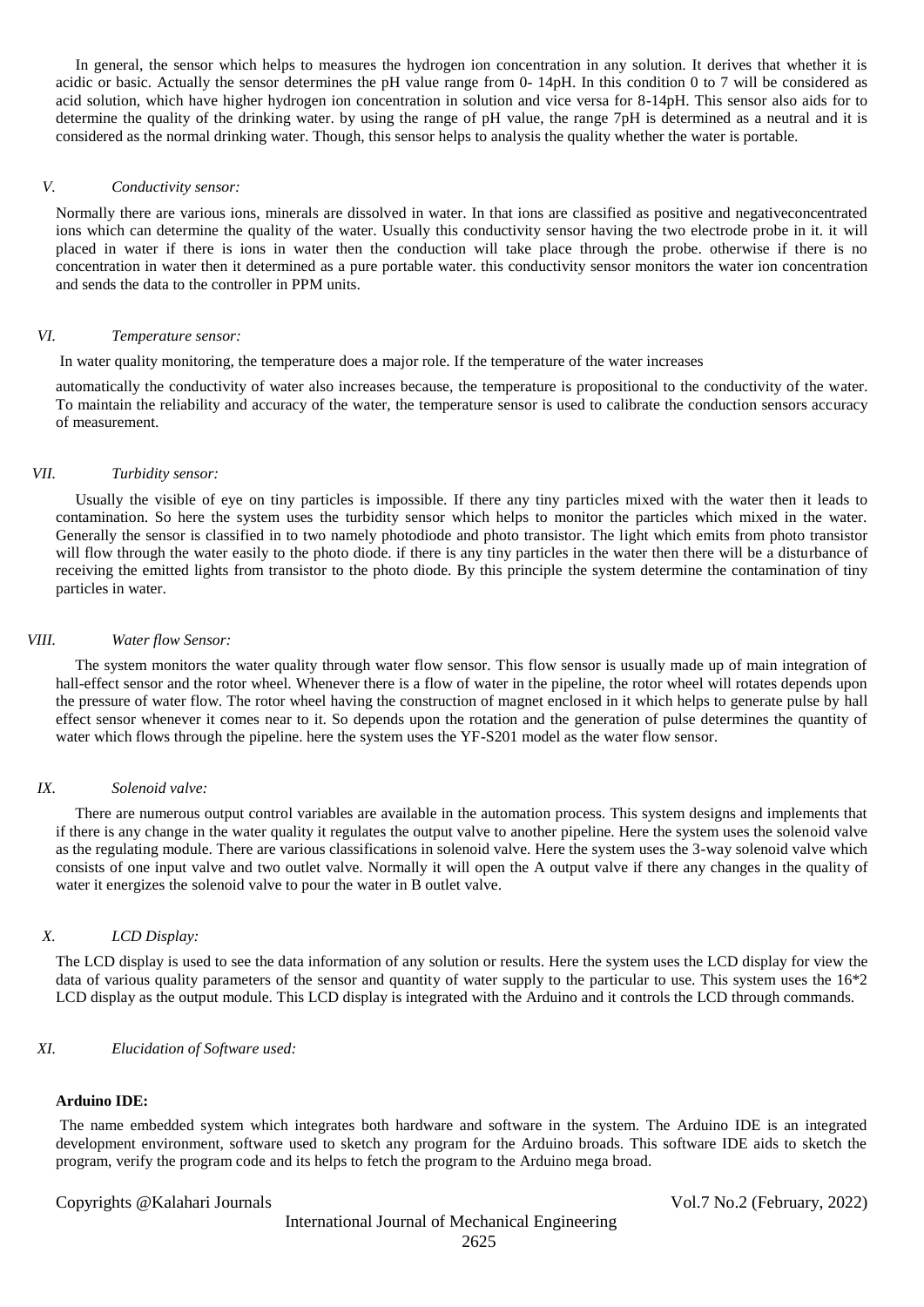In general, the sensor which helps to measures the hydrogen ion concentration in any solution. It derives that whether it is acidic or basic. Actually the sensor determines the pH value range from 0- 14pH. In this condition 0 to 7 will be considered as acid solution, which have higher hydrogen ion concentration in solution and vice versa for 8-14pH. This sensor also aids for to determine the quality of the drinking water. by using the range of pH value, the range 7pH is determined as a neutral and it is considered as the normal drinking water. Though, this sensor helps to analysis the quality whether the water is portable.

### V. *Conductivity sensor:*

Normally there are various ions, minerals are dissolved in water. In that ions are classified as positive and negativeconcentrated ions which can determine the quality of the water. Usually this conductivity sensor having the two electrode probe in it. it will placed in water if there is ions in water then the conduction will take place through the probe. otherwise if there is no concentration in water then it determined as a pure portable water. this conductivity sensor monitors the water ion concentration and sends the data to the controller in PPM units.

### VI. *Temperature sensor:*

In water quality monitoring, the temperature does a major role. If the temperature of the water increases

automatically the conductivity of water also increases because, the temperature is propositional to the conductivity of the water. To maintain the reliability and accuracy of the water, the temperature sensor is used to calibrate the conduction sensors accuracy of measurement.

### VII. *Turbidity sensor:*

Usually the visible of eye on tiny particles is impossible. If there any tiny particles mixed with the water then it leads to contamination. So here the system uses the turbidity sensor which helps to monitor the particles which mixed in the water. Generally the sensor is classified in to two namely photodiode and photo transistor. The light which emits from photo transistor will flow through the water easily to the photo diode. if there is any tiny particles in the water then there will be a disturbance of receiving the emitted lights from transistor to the photo diode. By this principle the system determine the contamination of tiny particles in water.

### VIII. *Water flow Sensor:*

The system monitors the water quality through water flow sensor. This flow sensor is usually made up of main integration of hall-effect sensor and the rotor wheel. Whenever there is a flow of water in the pipeline, the rotor wheel will rotates depends upon the pressure of water flow. The rotor wheel having the construction of magnet enclosed in it which helps to generate pulse by hall effect sensor whenever it comes near to it. So depends upon the rotation and the generation of pulse determines the quantity of water which flows through the pipeline. here the system uses the YF-S201 model as the water flow sensor.

### IX. *Solenoid valve:*

There are numerous output control variables are available in the automation process. This system designs and implements that if there is any change in the water quality it regulates the output valve to another pipeline. Here the system uses the solenoid valve as the regulating module. There are various classifications in solenoid valve. Here the system uses the 3-way solenoid valve which consists of one input valve and two outlet valve. Normally it will open the A output valve if there any changes in the quality of water it energizes the solenoid valve to pour the water in B outlet valve.

### X. *LCD Display:*

The LCD display is used to see the data information of any solution or results. Here the system uses the LCD display for view the data of various quality parameters of the sensor and quantity of water supply to the particular to use. This system uses the 16*2 LCD display as the output module. This LCD display is integrated with the Arduino and it controls the LCD through commands.

### XI. *Elucidation of Software used:*

**Arduino IDE:**

The name embedded system which integrates both hardware and software in the system. The Arduino IDE is an integrated development environment, software used to sketch any program for the Arduino broads. This software IDE aids to sketch the program, verify the program code and its helps to fetch the program to the Arduino mega broad.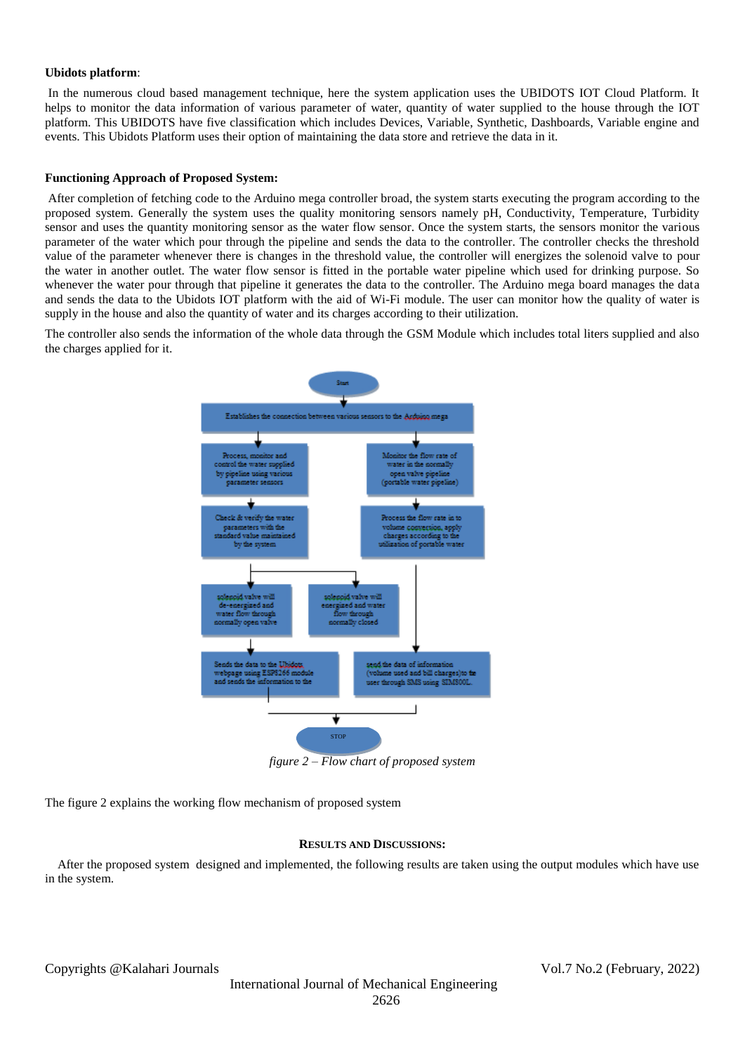**Ubidots platform**:

In the numerous cloud based management technique, here the system application uses the UBIDOTS IOT Cloud Platform. It helps to monitor the data information of various parameter of water, quantity of water supplied to the house through the IOT platform. This UBIDOTS have five classification which includes Devices, Variable, Synthetic, Dashboards, Variable engine and events. This Ubidots Platform uses their option of maintaining the data store and retrieve the data in it.

**Functioning Approach of Proposed System:**

After completion of fetching code to the Arduino mega controller broad, the system starts executing the program according to the proposed system. Generally the system uses the quality monitoring sensors namely pH, Conductivity, Temperature, Turbidity sensor and uses the quantity monitoring sensor as the water flow sensor. Once the system starts, the sensors monitor the various parameter of the water which pour through the pipeline and sends the data to the controller. The controller checks the threshold value of the parameter whenever there is changes in the threshold value, the controller will energizes the solenoid valve to pour the water in another outlet. The water flow sensor is fitted in the portable water pipeline which used for drinking purpose. So whenever the water pour through that pipeline it generates the data to the controller. The Arduino mega board manages the data and sends the data to the Ubidots IOT platform with the aid of Wi-Fi module. The user can monitor how the quality of water is supply in the house and also the quantity of water and its charges according to their utilization.

The controller also sends the information of the whole data through the GSM Module which includes total liters supplied and also the charges applied for it.

*figure 2 – Flow chart of proposed system*

The figure 2 explains the working flow mechanism of proposed system

**RESULTS AND DISCUSSIONS:**

After the proposed system designed and implemented, the following results are taken using the output modules which have use in the system.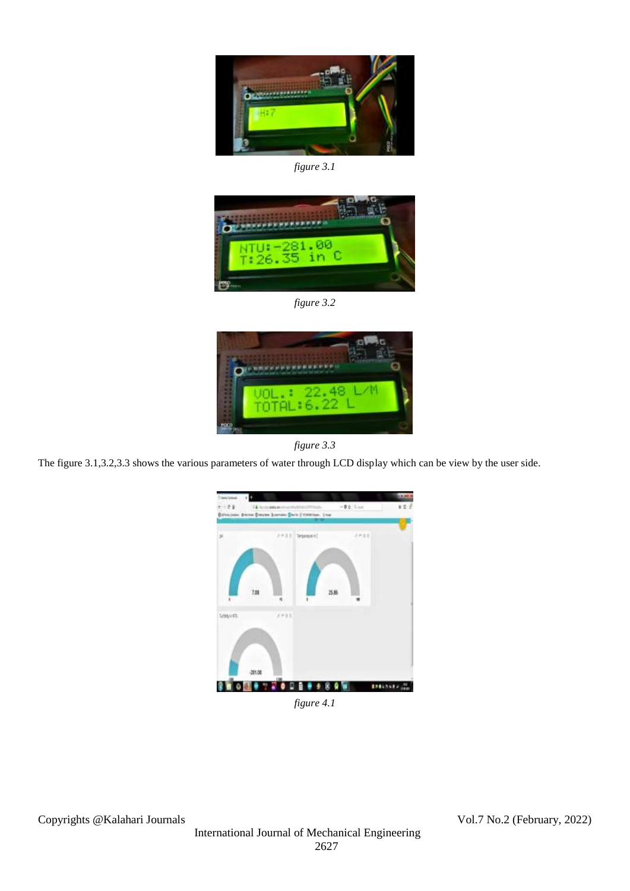*figure 3.1*

*figure 3.2*

*figure 3.3*

The figure 3.1,3.2,3.3 shows the various parameters of water through LCD display which can be view by the user side.

*figure 4.1*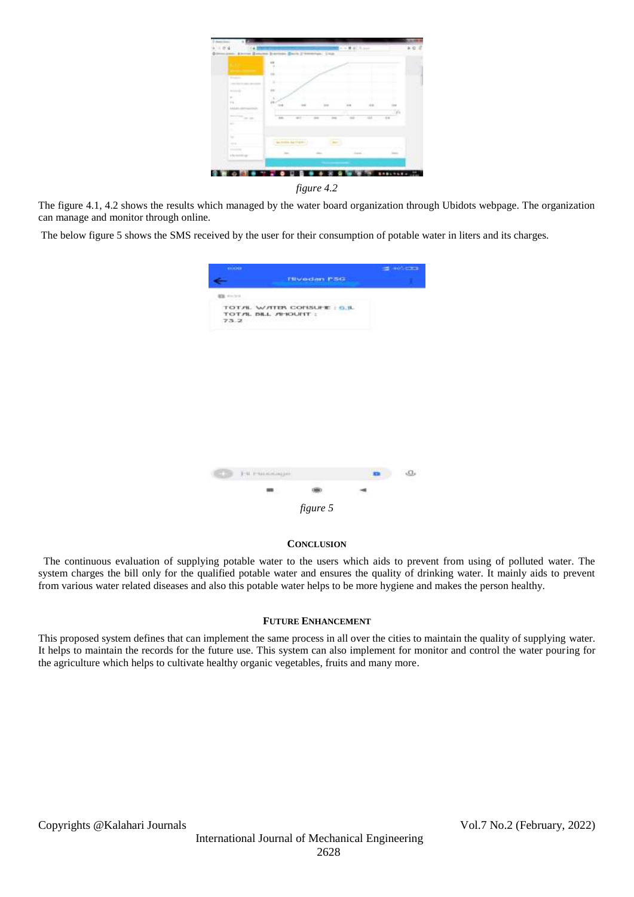*figure 4.2*

The figure 4.1, 4.2 shows the results which managed by the water board organization through Ubidots webpage. The organization can manage and monitor through online.

The below figure 5 shows the SMS received by the user for their consumption of potable water in liters and its charges.

*figure 5*

## Conclusion

The continuous evaluation of supplying potable water to the users which aids to prevent from using of polluted water. The system charges the bill only for the qualified potable water and ensures the quality of drinking water. It mainly aids to prevent from various water related diseases and also this potable water helps to be more hygiene and makes the person healthy.

## Future Enhancement

This proposed system defines that can implement the same process in all over the cities to maintain the quality of supplying water. It helps to maintain the records for the future use. This system can also implement for monitor and control the water pouring for the agriculture which helps to cultivate healthy organic vegetables, fruits and many more.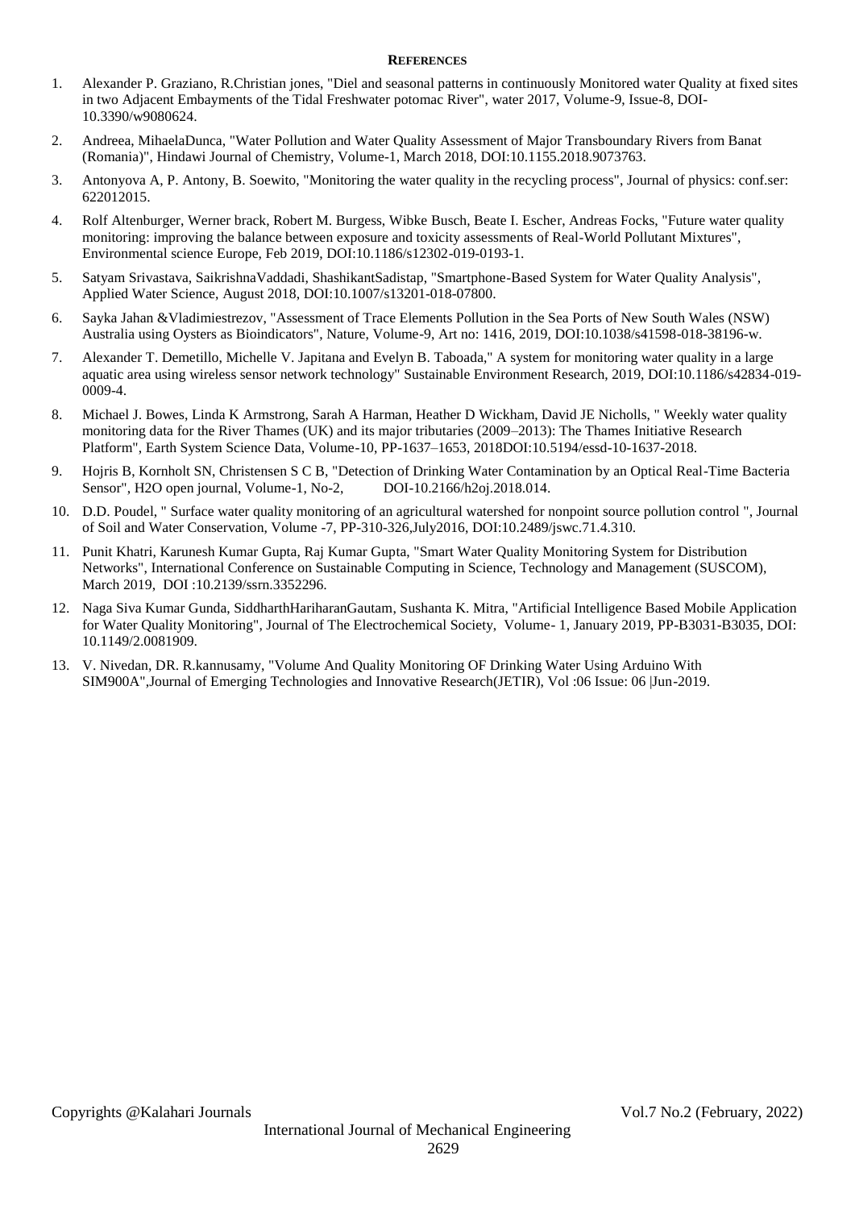## References

1. Alexander P. Graziano, R.Christian jones, "Diel and seasonal patterns in continuously Monitored water Quality at fixed sites in two Adjacent Embayments of the Tidal Freshwater potomac River", water 2017, Volume-9, Issue-8, DOI-10.3390/w9080624.
2. Andreea, MihaelaDunca, "Water Pollution and Water Quality Assessment of Major Transboundary Rivers from Banat (Romania)", Hindawi Journal of Chemistry, Volume-1, March 2018, DOI:10.1155.2018.9073763.
3. Antonyova A, P. Antony, B. Soewito, "Monitoring the water quality in the recycling process", Journal of physics: conf.ser: 622012015.
4. Rolf Altenburger, Werner brack, Robert M. Burgess, Wibke Busch, Beate I. Escher, Andreas Focks, "Future water quality monitoring: improving the balance between exposure and toxicity assessments of Real-World Pollutant Mixtures", Environmental science Europe, Feb 2019, DOI:10.1186/s12302-019-0193-1.
5. Satyam Srivastava, SaikrishnaVaddadi, ShashikantSadistap, "Smartphone-Based System for Water Quality Analysis", Applied Water Science, August 2018, DOI:10.1007/s13201-018-07800.
6. Sayka Jahan &Vladimiestrezov, "Assessment of Trace Elements Pollution in the Sea Ports of New South Wales (NSW) Australia using Oysters as Bioindicators", Nature, Volume-9, Art no: 1416, 2019, DOI:10.1038/s41598-018-38196-w.
7. Alexander T. Demetillo, Michelle V. Japitana and Evelyn B. Taboada," A system for monitoring water quality in a large aquatic area using wireless sensor network technology" Sustainable Environment Research, 2019, DOI:10.1186/s42834-019-0009-4.
8. Michael J. Bowes, Linda K Armstrong, Sarah A Harman, Heather D Wickham, David JE Nicholls, " Weekly water quality monitoring data for the River Thames (UK) and its major tributaries (2009–2013): The Thames Initiative Research Platform", Earth System Science Data, Volume-10, PP-1637–1653, 2018DOI:10.5194/essd-10-1637-2018.
9. Hojris B, Kornholt SN, Christensen S C B, "Detection of Drinking Water Contamination by an Optical Real-Time Bacteria Sensor", H2O open journal, Volume-1, No-2, DOI-10.2166/h2oj.2018.014.
10. D.D. Poudel, " Surface water quality monitoring of an agricultural watershed for nonpoint source pollution control ", Journal of Soil and Water Conservation, Volume -7, PP-310-326,July2016, DOI:10.2489/jswc.71.4.310.
11. Punit Khatri, Karunesh Kumar Gupta, Raj Kumar Gupta, "Smart Water Quality Monitoring System for Distribution Networks", International Conference on Sustainable Computing in Science, Technology and Management (SUSCOM), March 2019, DOI :10.2139/ssrn.3352296.
12. Naga Siva Kumar Gunda, SiddharthHariharanGautam, Sushanta K. Mitra, "Artificial Intelligence Based Mobile Application for Water Quality Monitoring", Journal of The Electrochemical Society, Volume- 1, January 2019, PP-B3031-B3035, DOI: 10.1149/2.0081909.
13. V. Nivedan, DR. R.kannusamy, "Volume And Quality Monitoring OF Drinking Water Using Arduino With SIM900A",Journal of Emerging Technologies and Innovative Research(JETIR), Vol :06 Issue: 06 |Jun-2019.